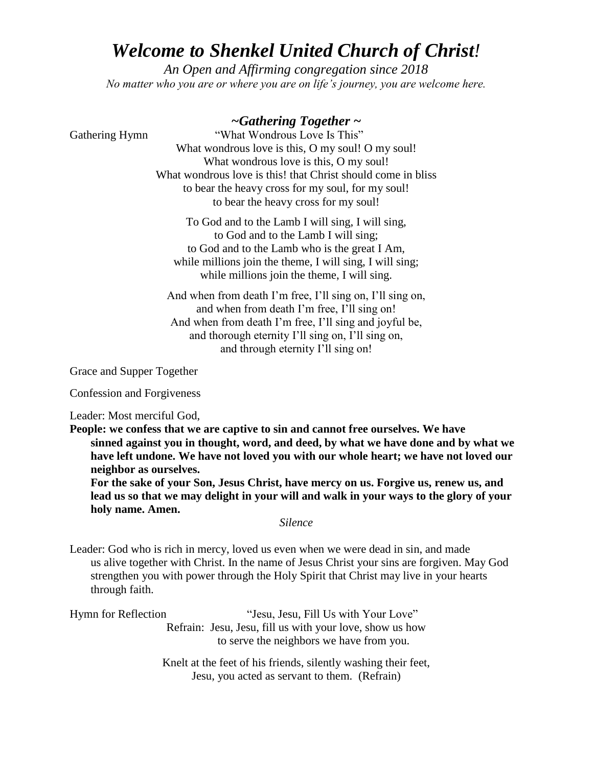# *Welcome to Shenkel United Church of Christ!*

*An Open and Affirming congregation since 2018*

*No matter who you are or where you are on life's journey, you are welcome here.*

## *~Gathering Together ~*

Gathering Hymn "What Wondrous Love Is This"

What wondrous love is this, O my soul! O my soul!
What wondrous love is this, O my soul!
What wondrous love is this! that Christ should come in bliss
to bear the heavy cross for my soul, for my soul!
to bear the heavy cross for my soul!

To God and to the Lamb I will sing, I will sing,
to God and to the Lamb I will sing;
to God and to the Lamb who is the great I Am,
while millions join the theme, I will sing, I will sing;
while millions join the theme, I will sing.

And when from death I'm free, I'll sing on, I'll sing on,
and when from death I'm free, I'll sing on!
And when from death I'm free, I'll sing and joyful be,
and thorough eternity I'll sing on, I'll sing on,
and through eternity I'll sing on!

Grace and Supper Together

Confession and Forgiveness

Leader: Most merciful God,

**People: we confess that we are captive to sin and cannot free ourselves. We have sinned against you in thought, word, and deed, by what we have done and by what we have left undone. We have not loved you with our whole heart; we have not loved our neighbor as ourselves.**

**For the sake of your Son, Jesus Christ, have mercy on us. Forgive us, renew us, and lead us so that we may delight in your will and walk in your ways to the glory of your holy name. Amen.**

*Silence*

Leader: God who is rich in mercy, loved us even when we were dead in sin, and made us alive together with Christ. In the name of Jesus Christ your sins are forgiven. May God strengthen you with power through the Holy Spirit that Christ may live in your hearts through faith.

Hymn for Reflection "Jesu, Jesu, Fill Us with Your Love"

Refrain: Jesu, Jesu, fill us with your love, show us how
to serve the neighbors we have from you.

Knelt at the feet of his friends, silently washing their feet,
Jesu, you acted as servant to them. (Refrain)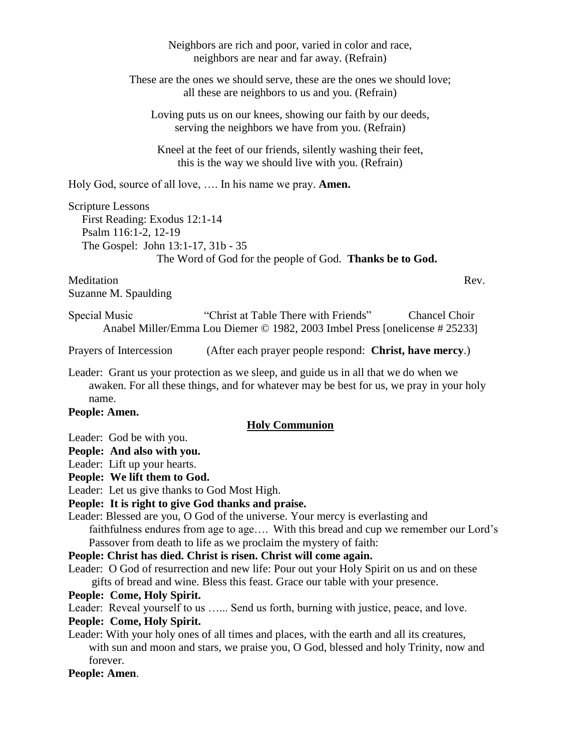Neighbors are rich and poor, varied in color and race,
neighbors are near and far away. (Refrain)

These are the ones we should serve, these are the ones we should love;
all these are neighbors to us and you. (Refrain)

Loving puts us on our knees, showing our faith by our deeds,
serving the neighbors we have from you. (Refrain)

Kneel at the feet of our friends, silently washing their feet,
this is the way we should live with you. (Refrain)

Holy God, source of all love, …. In his name we pray. **Amen.**

Scripture Lessons
First Reading: Exodus 12:1-14
Psalm 116:1-2, 12-19
The Gospel: John 13:1-17, 31b - 35
The Word of God for the people of God. **Thanks be to God.**

Meditation Rev. Suzanne M. Spaulding

Special Music "Christ at Table There with Friends" Chancel Choir
Anabel Miller/Emma Lou Diemer © 1982, 2003 Imbel Press [onelicense # 25233]

Prayers of Intercession (After each prayer people respond: **Christ, have mercy**.)

Leader: Grant us your protection as we sleep, and guide us in all that we do when we awaken. For all these things, and for whatever may be best for us, we pray in your holy name.
**People: Amen.**

## Holy Communion

Leader: God be with you.
**People: And also with you.**
Leader: Lift up your hearts.
**People: We lift them to God.**
Leader: Let us give thanks to God Most High.
**People: It is right to give God thanks and praise.**
Leader: Blessed are you, O God of the universe. Your mercy is everlasting and faithfulness endures from age to age…. With this bread and cup we remember our Lord's Passover from death to life as we proclaim the mystery of faith:
**People: Christ has died. Christ is risen. Christ will come again.**
Leader: O God of resurrection and new life: Pour out your Holy Spirit on us and on these gifts of bread and wine. Bless this feast. Grace our table with your presence.
**People: Come, Holy Spirit.**
Leader: Reveal yourself to us …... Send us forth, burning with justice, peace, and love.
**People: Come, Holy Spirit.**
Leader: With your holy ones of all times and places, with the earth and all its creatures, with sun and moon and stars, we praise you, O God, blessed and holy Trinity, now and forever.
**People: Amen**.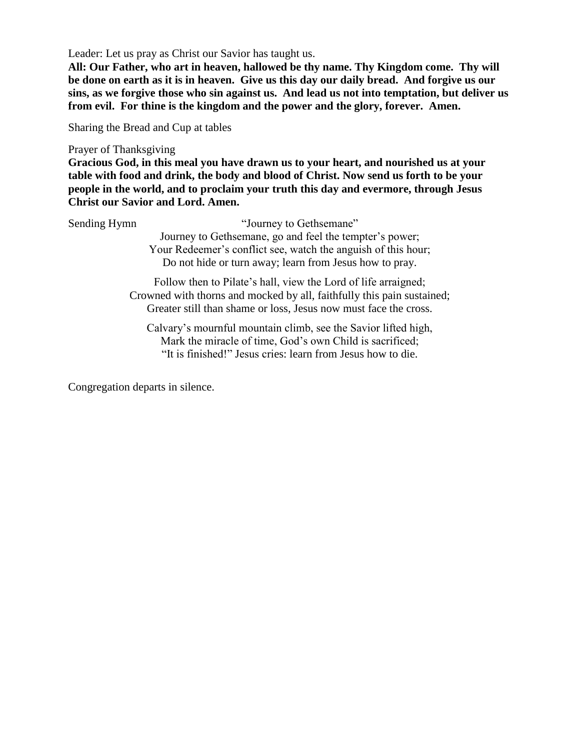Leader: Let us pray as Christ our Savior has taught us.

**All: Our Father, who art in heaven, hallowed be thy name. Thy Kingdom come. Thy will be done on earth as it is in heaven. Give us this day our daily bread. And forgive us our sins, as we forgive those who sin against us. And lead us not into temptation, but deliver us from evil. For thine is the kingdom and the power and the glory, forever. Amen.**

Sharing the Bread and Cup at tables

Prayer of Thanksgiving

**Gracious God, in this meal you have drawn us to your heart, and nourished us at your table with food and drink, the body and blood of Christ. Now send us forth to be your people in the world, and to proclaim your truth this day and evermore, through Jesus Christ our Savior and Lord. Amen.**

Sending Hymn "Journey to Gethsemane"

Journey to Gethsemane, go and feel the tempter's power;
Your Redeemer's conflict see, watch the anguish of this hour;
Do not hide or turn away; learn from Jesus how to pray.

Follow then to Pilate's hall, view the Lord of life arraigned;
Crowned with thorns and mocked by all, faithfully this pain sustained;
Greater still than shame or loss, Jesus now must face the cross.

Calvary's mournful mountain climb, see the Savior lifted high,
Mark the miracle of time, God's own Child is sacrificed;
"It is finished!" Jesus cries: learn from Jesus how to die.

Congregation departs in silence.